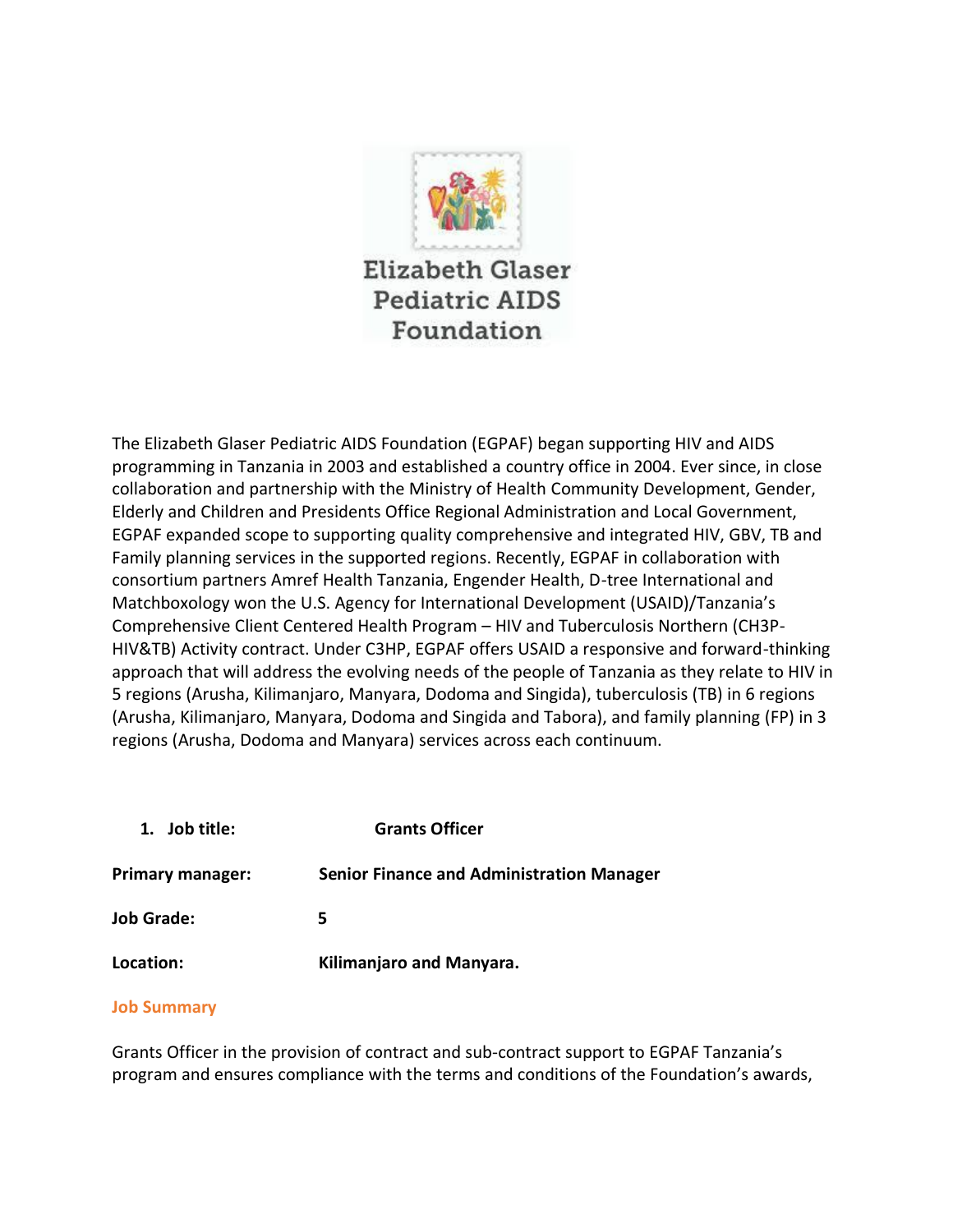Elizabeth Glaser Pediatric AIDS Foundation

The Elizabeth Glaser Pediatric AIDS Foundation (EGPAF) began supporting HIV and AIDS programming in Tanzania in 2003 and established a country office in 2004. Ever since, in close collaboration and partnership with the Ministry of Health Community Development, Gender, Elderly and Children and Presidents Office Regional Administration and Local Government, EGPAF expanded scope to supporting quality comprehensive and integrated HIV, GBV, TB and Family planning services in the supported regions. Recently, EGPAF in collaboration with consortium partners Amref Health Tanzania, Engender Health, D-tree International and Matchboxology won the U.S. Agency for International Development (USAID)/Tanzania's Comprehensive Client Centered Health Program – HIV and Tuberculosis Northern (CH3P-HIV&TB) Activity contract. Under C3HP, EGPAF offers USAID a responsive and forward-thinking approach that will address the evolving needs of the people of Tanzania as they relate to HIV in 5 regions (Arusha, Kilimanjaro, Manyara, Dodoma and Singida), tuberculosis (TB) in 6 regions (Arusha, Kilimanjaro, Manyara, Dodoma and Singida and Tabora), and family planning (FP) in 3 regions (Arusha, Dodoma and Manyara) services across each continuum.

1. **Job title:** **Grants Officer**

**Primary manager:** **Senior Finance and Administration Manager**

**Job Grade:** **5**

**Location:** **Kilimanjaro and Manyara.**

## Job Summary

Grants Officer in the provision of contract and sub-contract support to EGPAF Tanzania's program and ensures compliance with the terms and conditions of the Foundation's awards,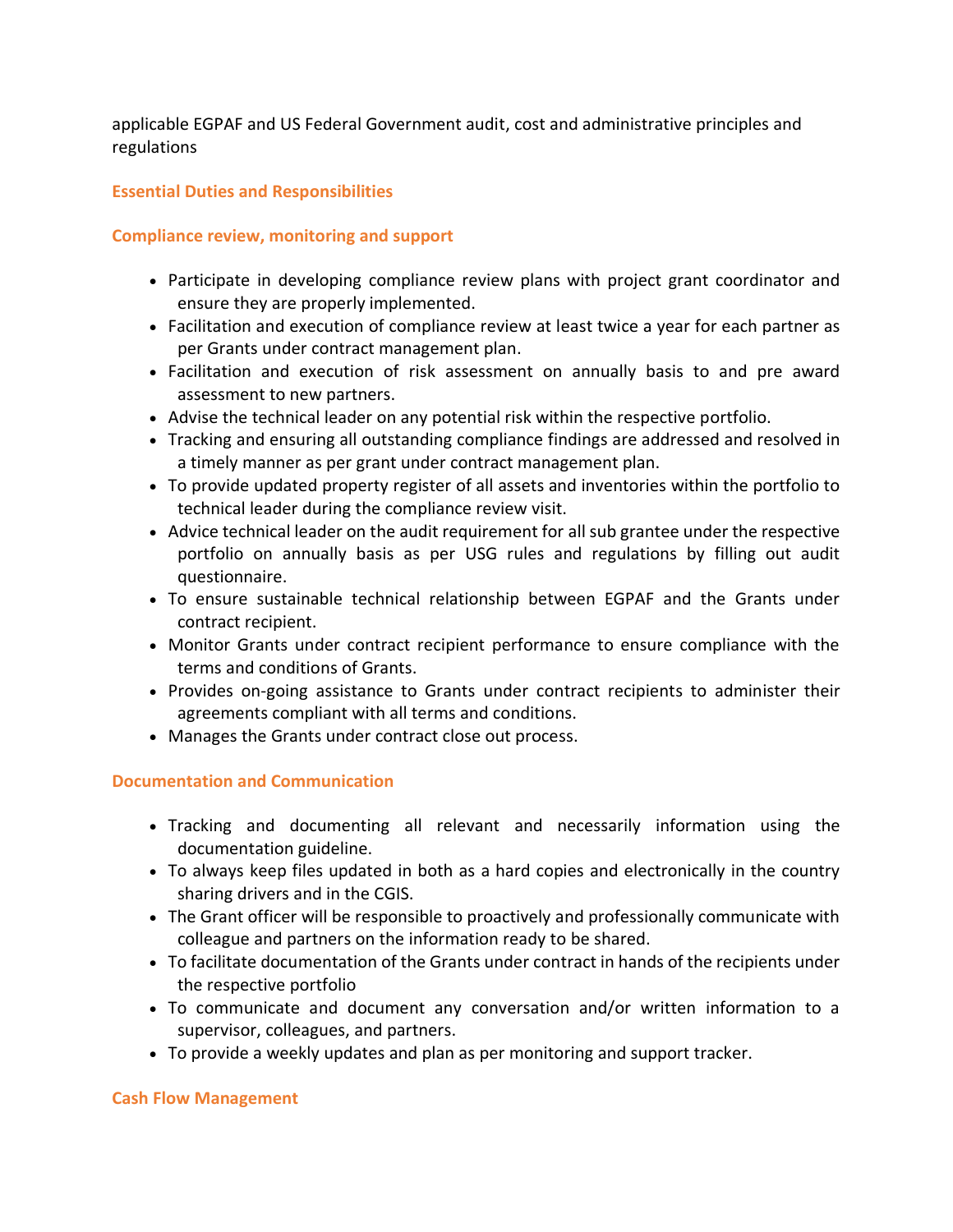applicable EGPAF and US Federal Government audit, cost and administrative principles and regulations

## Essential Duties and Responsibilities

### Compliance review, monitoring and support

- Participate in developing compliance review plans with project grant coordinator and ensure they are properly implemented.
- Facilitation and execution of compliance review at least twice a year for each partner as per Grants under contract management plan.
- Facilitation and execution of risk assessment on annually basis to and pre award assessment to new partners.
- Advise the technical leader on any potential risk within the respective portfolio.
- Tracking and ensuring all outstanding compliance findings are addressed and resolved in a timely manner as per grant under contract management plan.
- To provide updated property register of all assets and inventories within the portfolio to technical leader during the compliance review visit.
- Advice technical leader on the audit requirement for all sub grantee under the respective portfolio on annually basis as per USG rules and regulations by filling out audit questionnaire.
- To ensure sustainable technical relationship between EGPAF and the Grants under contract recipient.
- Monitor Grants under contract recipient performance to ensure compliance with the terms and conditions of Grants.
- Provides on-going assistance to Grants under contract recipients to administer their agreements compliant with all terms and conditions.
- Manages the Grants under contract close out process.

### Documentation and Communication

- Tracking and documenting all relevant and necessarily information using the documentation guideline.
- To always keep files updated in both as a hard copies and electronically in the country sharing drivers and in the CGIS.
- The Grant officer will be responsible to proactively and professionally communicate with colleague and partners on the information ready to be shared.
- To facilitate documentation of the Grants under contract in hands of the recipients under the respective portfolio
- To communicate and document any conversation and/or written information to a supervisor, colleagues, and partners.
- To provide a weekly updates and plan as per monitoring and support tracker.

### Cash Flow Management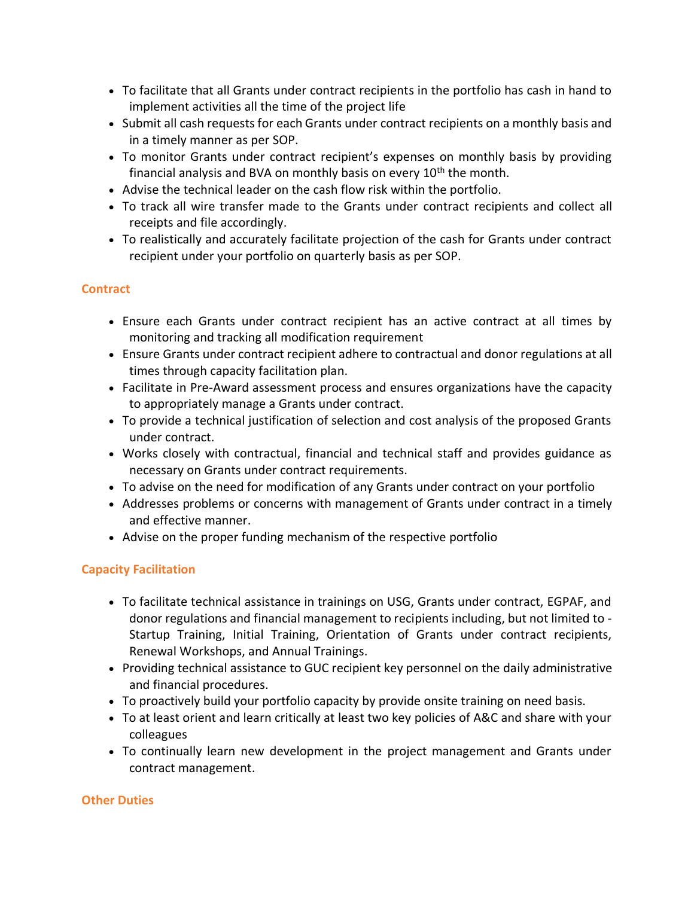- To facilitate that all Grants under contract recipients in the portfolio has cash in hand to implement activities all the time of the project life
- Submit all cash requests for each Grants under contract recipients on a monthly basis and in a timely manner as per SOP.
- To monitor Grants under contract recipient's expenses on monthly basis by providing financial analysis and BVA on monthly basis on every 10th the month.
- Advise the technical leader on the cash flow risk within the portfolio.
- To track all wire transfer made to the Grants under contract recipients and collect all receipts and file accordingly.
- To realistically and accurately facilitate projection of the cash for Grants under contract recipient under your portfolio on quarterly basis as per SOP.

### Contract

- Ensure each Grants under contract recipient has an active contract at all times by monitoring and tracking all modification requirement
- Ensure Grants under contract recipient adhere to contractual and donor regulations at all times through capacity facilitation plan.
- Facilitate in Pre-Award assessment process and ensures organizations have the capacity to appropriately manage a Grants under contract.
- To provide a technical justification of selection and cost analysis of the proposed Grants under contract.
- Works closely with contractual, financial and technical staff and provides guidance as necessary on Grants under contract requirements.
- To advise on the need for modification of any Grants under contract on your portfolio
- Addresses problems or concerns with management of Grants under contract in a timely and effective manner.
- Advise on the proper funding mechanism of the respective portfolio

### Capacity Facilitation

- To facilitate technical assistance in trainings on USG, Grants under contract, EGPAF, and donor regulations and financial management to recipients including, but not limited to - Startup Training, Initial Training, Orientation of Grants under contract recipients, Renewal Workshops, and Annual Trainings.
- Providing technical assistance to GUC recipient key personnel on the daily administrative and financial procedures.
- To proactively build your portfolio capacity by provide onsite training on need basis.
- To at least orient and learn critically at least two key policies of A&C and share with your colleagues
- To continually learn new development in the project management and Grants under contract management.

### Other Duties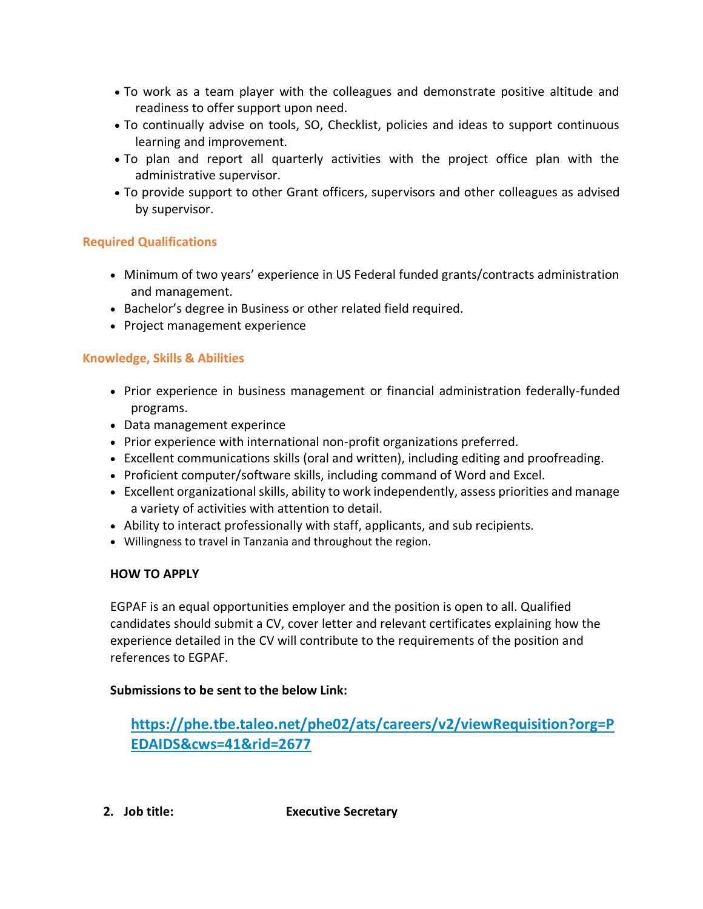- To work as a team player with the colleagues and demonstrate positive altitude and readiness to offer support upon need.
- To continually advise on tools, SO, Checklist, policies and ideas to support continuous learning and improvement.
- To plan and report all quarterly activities with the project office plan with the administrative supervisor.
- To provide support to other Grant officers, supervisors and other colleagues as advised by supervisor.

### Required Qualifications

- Minimum of two years' experience in US Federal funded grants/contracts administration and management.
- Bachelor's degree in Business or other related field required.
- Project management experience

### Knowledge, Skills & Abilities

- Prior experience in business management or financial administration federally-funded programs.
- Data management experince
- Prior experience with international non-profit organizations preferred.
- Excellent communications skills (oral and written), including editing and proofreading.
- Proficient computer/software skills, including command of Word and Excel.
- Excellent organizational skills, ability to work independently, assess priorities and manage a variety of activities with attention to detail.
- Ability to interact professionally with staff, applicants, and sub recipients.
- Willingness to travel in Tanzania and throughout the region.

**HOW TO APPLY**

EGPAF is an equal opportunities employer and the position is open to all. Qualified candidates should submit a CV, cover letter and relevant certificates explaining how the experience detailed in the CV will contribute to the requirements of the position and references to EGPAF.

**Submissions to be sent to the below Link:**

**https://phe.tbe.taleo.net/phe02/ats/careers/v2/viewRequisition?org=PEDAIDS&cws=41&rid=2677**

2. **Job title: Executive Secretary**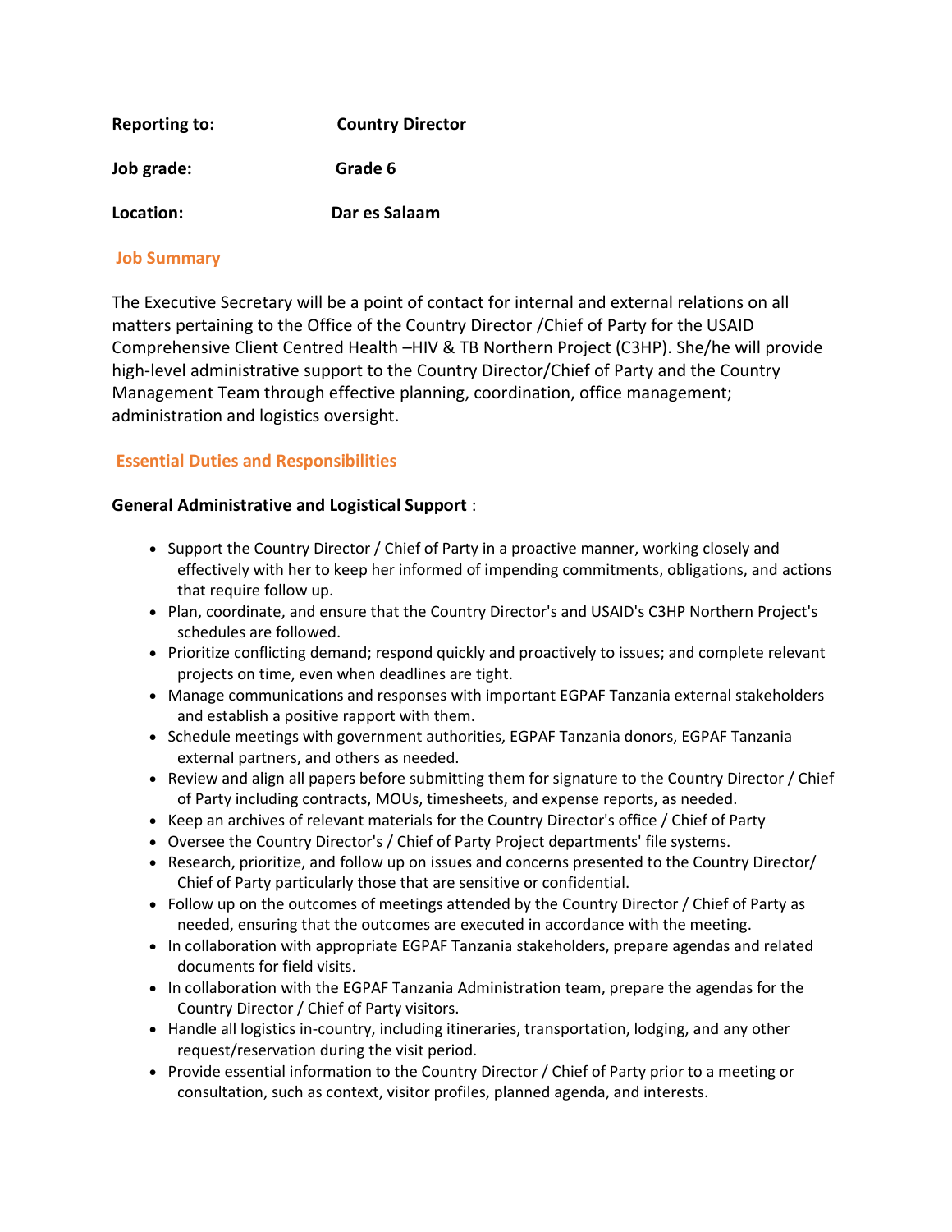**Reporting to:** **Country Director**

**Job grade:** **Grade 6**

**Location:** **Dar es Salaam**

## Job Summary

The Executive Secretary will be a point of contact for internal and external relations on all matters pertaining to the Office of the Country Director /Chief of Party for the USAID Comprehensive Client Centred Health –HIV & TB Northern Project (C3HP). She/he will provide high-level administrative support to the Country Director/Chief of Party and the Country Management Team through effective planning, coordination, office management; administration and logistics oversight.

## Essential Duties and Responsibilities

**General Administrative and Logistical Support** :

- Support the Country Director / Chief of Party in a proactive manner, working closely and effectively with her to keep her informed of impending commitments, obligations, and actions that require follow up.
- Plan, coordinate, and ensure that the Country Director's and USAID's C3HP Northern Project's schedules are followed.
- Prioritize conflicting demand; respond quickly and proactively to issues; and complete relevant projects on time, even when deadlines are tight.
- Manage communications and responses with important EGPAF Tanzania external stakeholders and establish a positive rapport with them.
- Schedule meetings with government authorities, EGPAF Tanzania donors, EGPAF Tanzania external partners, and others as needed.
- Review and align all papers before submitting them for signature to the Country Director / Chief of Party including contracts, MOUs, timesheets, and expense reports, as needed.
- Keep an archives of relevant materials for the Country Director's office / Chief of Party
- Oversee the Country Director's / Chief of Party Project departments' file systems.
- Research, prioritize, and follow up on issues and concerns presented to the Country Director/ Chief of Party particularly those that are sensitive or confidential.
- Follow up on the outcomes of meetings attended by the Country Director / Chief of Party as needed, ensuring that the outcomes are executed in accordance with the meeting.
- In collaboration with appropriate EGPAF Tanzania stakeholders, prepare agendas and related documents for field visits.
- In collaboration with the EGPAF Tanzania Administration team, prepare the agendas for the Country Director / Chief of Party visitors.
- Handle all logistics in-country, including itineraries, transportation, lodging, and any other request/reservation during the visit period.
- Provide essential information to the Country Director / Chief of Party prior to a meeting or consultation, such as context, visitor profiles, planned agenda, and interests.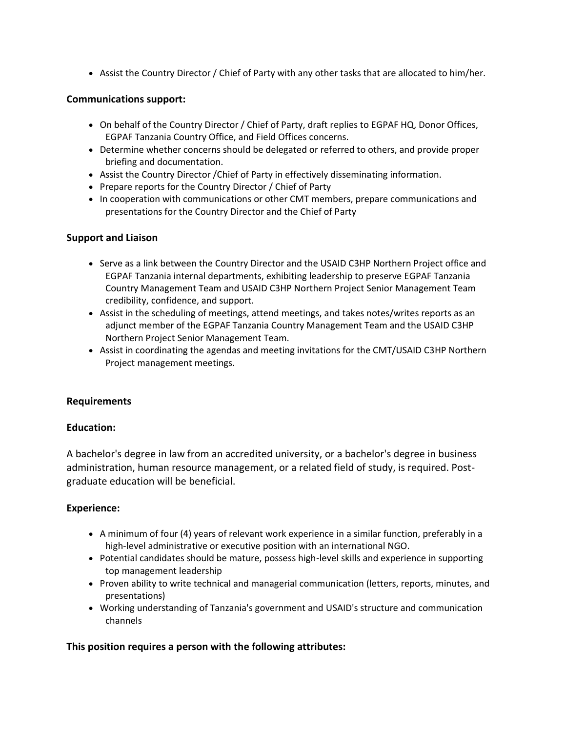- Assist the Country Director / Chief of Party with any other tasks that are allocated to him/her.

**Communications support:**

- On behalf of the Country Director / Chief of Party, draft replies to EGPAF HQ, Donor Offices, EGPAF Tanzania Country Office, and Field Offices concerns.
- Determine whether concerns should be delegated or referred to others, and provide proper briefing and documentation.
- Assist the Country Director /Chief of Party in effectively disseminating information.
- Prepare reports for the Country Director / Chief of Party
- In cooperation with communications or other CMT members, prepare communications and presentations for the Country Director and the Chief of Party

**Support and Liaison**

- Serve as a link between the Country Director and the USAID C3HP Northern Project office and EGPAF Tanzania internal departments, exhibiting leadership to preserve EGPAF Tanzania Country Management Team and USAID C3HP Northern Project Senior Management Team credibility, confidence, and support.
- Assist in the scheduling of meetings, attend meetings, and takes notes/writes reports as an adjunct member of the EGPAF Tanzania Country Management Team and the USAID C3HP Northern Project Senior Management Team.
- Assist in coordinating the agendas and meeting invitations for the CMT/USAID C3HP Northern Project management meetings.

**Requirements**

**Education:**

A bachelor's degree in law from an accredited university, or a bachelor's degree in business administration, human resource management, or a related field of study, is required. Post-graduate education will be beneficial.

**Experience:**

- A minimum of four (4) years of relevant work experience in a similar function, preferably in a high-level administrative or executive position with an international NGO.
- Potential candidates should be mature, possess high-level skills and experience in supporting top management leadership
- Proven ability to write technical and managerial communication (letters, reports, minutes, and presentations)
- Working understanding of Tanzania's government and USAID's structure and communication channels

**This position requires a person with the following attributes:**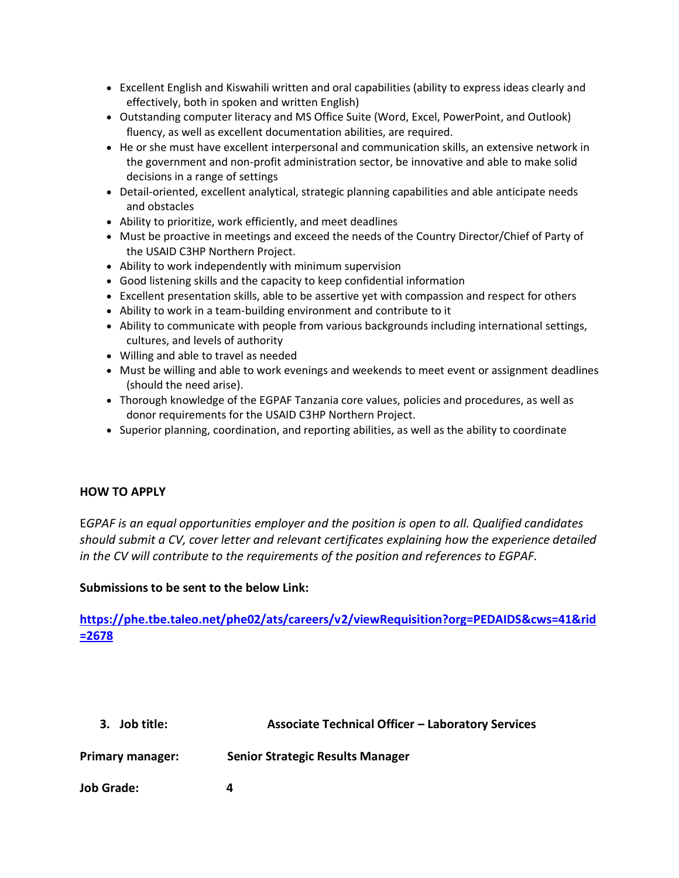- Excellent English and Kiswahili written and oral capabilities (ability to express ideas clearly and effectively, both in spoken and written English)
- Outstanding computer literacy and MS Office Suite (Word, Excel, PowerPoint, and Outlook) fluency, as well as excellent documentation abilities, are required.
- He or she must have excellent interpersonal and communication skills, an extensive network in the government and non-profit administration sector, be innovative and able to make solid decisions in a range of settings
- Detail-oriented, excellent analytical, strategic planning capabilities and able anticipate needs and obstacles
- Ability to prioritize, work efficiently, and meet deadlines
- Must be proactive in meetings and exceed the needs of the Country Director/Chief of Party of the USAID C3HP Northern Project.
- Ability to work independently with minimum supervision
- Good listening skills and the capacity to keep confidential information
- Excellent presentation skills, able to be assertive yet with compassion and respect for others
- Ability to work in a team-building environment and contribute to it
- Ability to communicate with people from various backgrounds including international settings, cultures, and levels of authority
- Willing and able to travel as needed
- Must be willing and able to work evenings and weekends to meet event or assignment deadlines (should the need arise).
- Thorough knowledge of the EGPAF Tanzania core values, policies and procedures, as well as donor requirements for the USAID C3HP Northern Project.
- Superior planning, coordination, and reporting abilities, as well as the ability to coordinate

**HOW TO APPLY**

E*GPAF is an equal opportunities employer and the position is open to all. Qualified candidates should submit a CV, cover letter and relevant certificates explaining how the experience detailed in the CV will contribute to the requirements of the position and references to EGPAF.*

**Submissions to be sent to the below Link:**

**https://phe.tbe.taleo.net/phe02/ats/careers/v2/viewRequisition?org=PEDAIDS&cws=41&rid=2678**

**3. Job title:** **Associate Technical Officer – Laboratory Services**

**Primary manager:** **Senior Strategic Results Manager**

**Job Grade:** **4**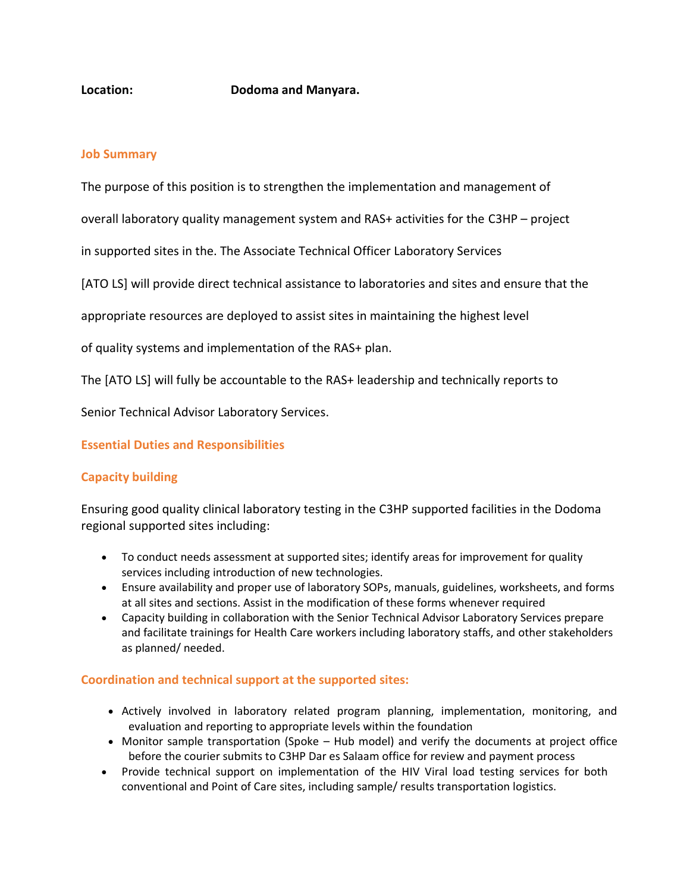**Location:** **Dodoma and Manyara.**

## Job Summary

The purpose of this position is to strengthen the implementation and management of overall laboratory quality management system and RAS+ activities for the C3HP – project in supported sites in the. The Associate Technical Officer Laboratory Services [ATO LS] will provide direct technical assistance to laboratories and sites and ensure that the appropriate resources are deployed to assist sites in maintaining the highest level of quality systems and implementation of the RAS+ plan.

The [ATO LS] will fully be accountable to the RAS+ leadership and technically reports to Senior Technical Advisor Laboratory Services.

## Essential Duties and Responsibilities

### Capacity building

Ensuring good quality clinical laboratory testing in the C3HP supported facilities in the Dodoma regional supported sites including:

- To conduct needs assessment at supported sites; identify areas for improvement for quality services including introduction of new technologies.
- Ensure availability and proper use of laboratory SOPs, manuals, guidelines, worksheets, and forms at all sites and sections. Assist in the modification of these forms whenever required
- Capacity building in collaboration with the Senior Technical Advisor Laboratory Services prepare and facilitate trainings for Health Care workers including laboratory staffs, and other stakeholders as planned/ needed.

### Coordination and technical support at the supported sites:

- Actively involved in laboratory related program planning, implementation, monitoring, and evaluation and reporting to appropriate levels within the foundation
- Monitor sample transportation (Spoke – Hub model) and verify the documents at project office before the courier submits to C3HP Dar es Salaam office for review and payment process
- Provide technical support on implementation of the HIV Viral load testing services for both conventional and Point of Care sites, including sample/ results transportation logistics.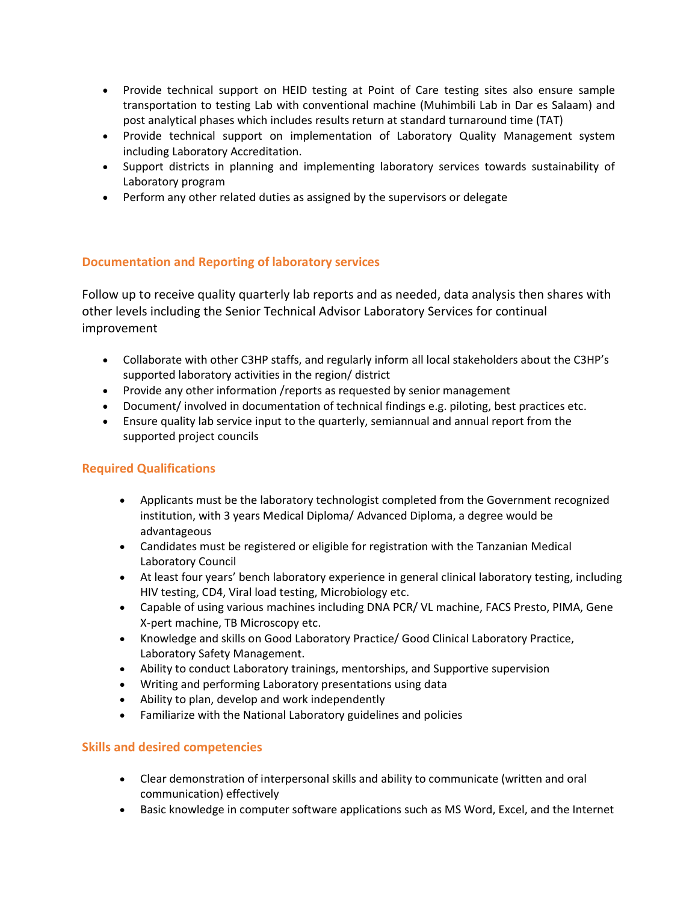- Provide technical support on HEID testing at Point of Care testing sites also ensure sample transportation to testing Lab with conventional machine (Muhimbili Lab in Dar es Salaam) and post analytical phases which includes results return at standard turnaround time (TAT)
- Provide technical support on implementation of Laboratory Quality Management system including Laboratory Accreditation.
- Support districts in planning and implementing laboratory services towards sustainability of Laboratory program
- Perform any other related duties as assigned by the supervisors or delegate

### Documentation and Reporting of laboratory services

Follow up to receive quality quarterly lab reports and as needed, data analysis then shares with other levels including the Senior Technical Advisor Laboratory Services for continual improvement

- Collaborate with other C3HP staffs, and regularly inform all local stakeholders about the C3HP's supported laboratory activities in the region/ district
- Provide any other information /reports as requested by senior management
- Document/ involved in documentation of technical findings e.g. piloting, best practices etc.
- Ensure quality lab service input to the quarterly, semiannual and annual report from the supported project councils

### Required Qualifications

- Applicants must be the laboratory technologist completed from the Government recognized institution, with 3 years Medical Diploma/ Advanced Diploma, a degree would be advantageous
- Candidates must be registered or eligible for registration with the Tanzanian Medical Laboratory Council
- At least four years' bench laboratory experience in general clinical laboratory testing, including HIV testing, CD4, Viral load testing, Microbiology etc.
- Capable of using various machines including DNA PCR/ VL machine, FACS Presto, PIMA, Gene X-pert machine, TB Microscopy etc.
- Knowledge and skills on Good Laboratory Practice/ Good Clinical Laboratory Practice, Laboratory Safety Management.
- Ability to conduct Laboratory trainings, mentorships, and Supportive supervision
- Writing and performing Laboratory presentations using data
- Ability to plan, develop and work independently
- Familiarize with the National Laboratory guidelines and policies

### Skills and desired competencies

- Clear demonstration of interpersonal skills and ability to communicate (written and oral communication) effectively
- Basic knowledge in computer software applications such as MS Word, Excel, and the Internet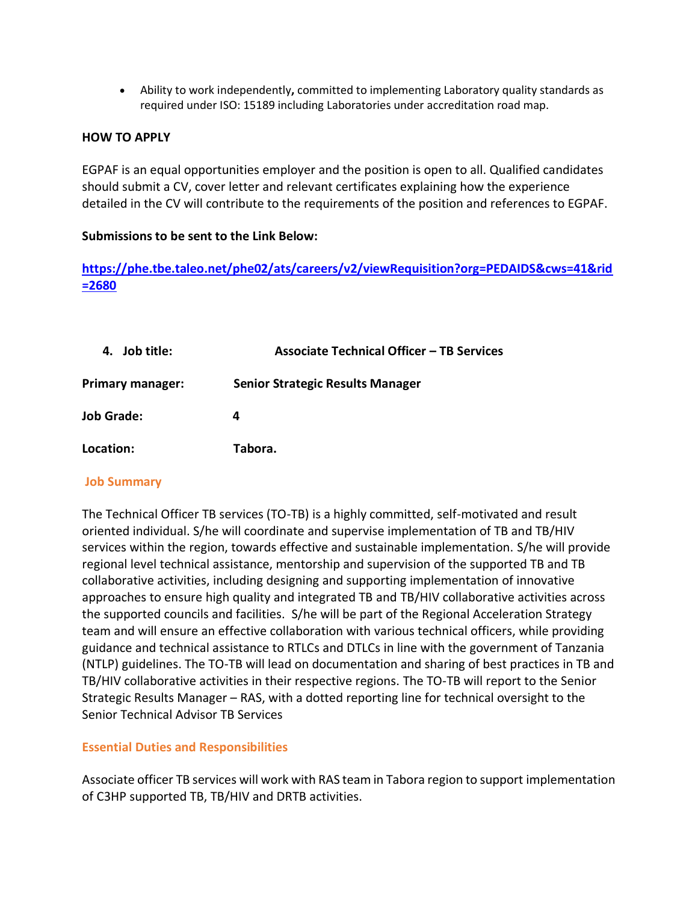- Ability to work independently**,** committed to implementing Laboratory quality standards as required under ISO: 15189 including Laboratories under accreditation road map.

**HOW TO APPLY**

EGPAF is an equal opportunities employer and the position is open to all. Qualified candidates should submit a CV, cover letter and relevant certificates explaining how the experience detailed in the CV will contribute to the requirements of the position and references to EGPAF.

**Submissions to be sent to the Link Below:**

**[https://phe.tbe.taleo.net/phe02/ats/careers/v2/viewRequisition?org=PEDAIDS&cws=41&rid=2680](https://phe.tbe.taleo.net/phe02/ats/careers/v2/viewRequisition?org=PEDAIDS&cws=41&rid=2680)**

**4. Job title:** **Associate Technical Officer – TB Services**

**Primary manager:** **Senior Strategic Results Manager**

**Job Grade:** **4**

**Location:** **Tabora.**

**Job Summary**

The Technical Officer TB services (TO-TB) is a highly committed, self-motivated and result oriented individual. S/he will coordinate and supervise implementation of TB and TB/HIV services within the region, towards effective and sustainable implementation. S/he will provide regional level technical assistance, mentorship and supervision of the supported TB and TB collaborative activities, including designing and supporting implementation of innovative approaches to ensure high quality and integrated TB and TB/HIV collaborative activities across the supported councils and facilities. S/he will be part of the Regional Acceleration Strategy team and will ensure an effective collaboration with various technical officers, while providing guidance and technical assistance to RTLCs and DTLCs in line with the government of Tanzania (NTLP) guidelines. The TO-TB will lead on documentation and sharing of best practices in TB and TB/HIV collaborative activities in their respective regions. The TO-TB will report to the Senior Strategic Results Manager – RAS, with a dotted reporting line for technical oversight to the Senior Technical Advisor TB Services

**Essential Duties and Responsibilities**

Associate officer TB services will work with RAS team in Tabora region to support implementation of C3HP supported TB, TB/HIV and DRTB activities.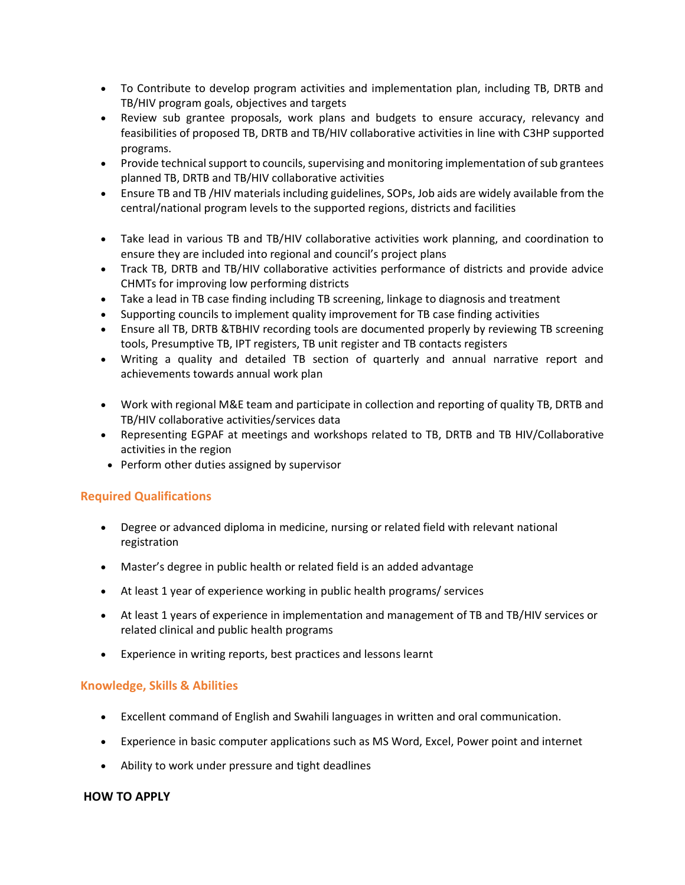- To Contribute to develop program activities and implementation plan, including TB, DRTB and TB/HIV program goals, objectives and targets
- Review sub grantee proposals, work plans and budgets to ensure accuracy, relevancy and feasibilities of proposed TB, DRTB and TB/HIV collaborative activities in line with C3HP supported programs.
- Provide technical support to councils, supervising and monitoring implementation of sub grantees planned TB, DRTB and TB/HIV collaborative activities
- Ensure TB and TB /HIV materials including guidelines, SOPs, Job aids are widely available from the central/national program levels to the supported regions, districts and facilities
- Take lead in various TB and TB/HIV collaborative activities work planning, and coordination to ensure they are included into regional and council's project plans
- Track TB, DRTB and TB/HIV collaborative activities performance of districts and provide advice CHMTs for improving low performing districts
- Take a lead in TB case finding including TB screening, linkage to diagnosis and treatment
- Supporting councils to implement quality improvement for TB case finding activities
- Ensure all TB, DRTB &TBHIV recording tools are documented properly by reviewing TB screening tools, Presumptive TB, IPT registers, TB unit register and TB contacts registers
- Writing a quality and detailed TB section of quarterly and annual narrative report and achievements towards annual work plan
- Work with regional M&E team and participate in collection and reporting of quality TB, DRTB and TB/HIV collaborative activities/services data
- Representing EGPAF at meetings and workshops related to TB, DRTB and TB HIV/Collaborative activities in the region
- Perform other duties assigned by supervisor

## Required Qualifications

- Degree or advanced diploma in medicine, nursing or related field with relevant national registration
- Master's degree in public health or related field is an added advantage
- At least 1 year of experience working in public health programs/ services
- At least 1 years of experience in implementation and management of TB and TB/HIV services or related clinical and public health programs
- Experience in writing reports, best practices and lessons learnt

## Knowledge, Skills & Abilities

- Excellent command of English and Swahili languages in written and oral communication.
- Experience in basic computer applications such as MS Word, Excel, Power point and internet
- Ability to work under pressure and tight deadlines

**HOW TO APPLY**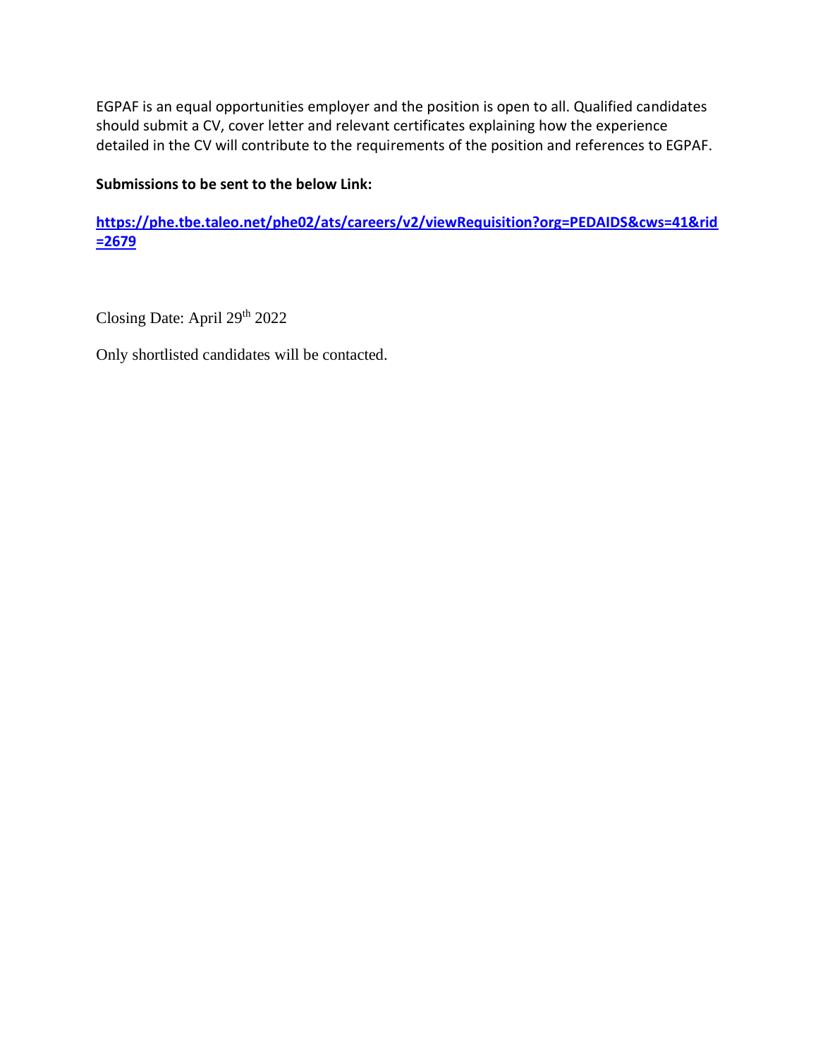EGPAF is an equal opportunities employer and the position is open to all. Qualified candidates should submit a CV, cover letter and relevant certificates explaining how the experience detailed in the CV will contribute to the requirements of the position and references to EGPAF.

**Submissions to be sent to the below Link:**

**https://phe.tbe.taleo.net/phe02/ats/careers/v2/viewRequisition?org=PEDAIDS&cws=41&rid=2679**

Closing Date: April 29th 2022

Only shortlisted candidates will be contacted.